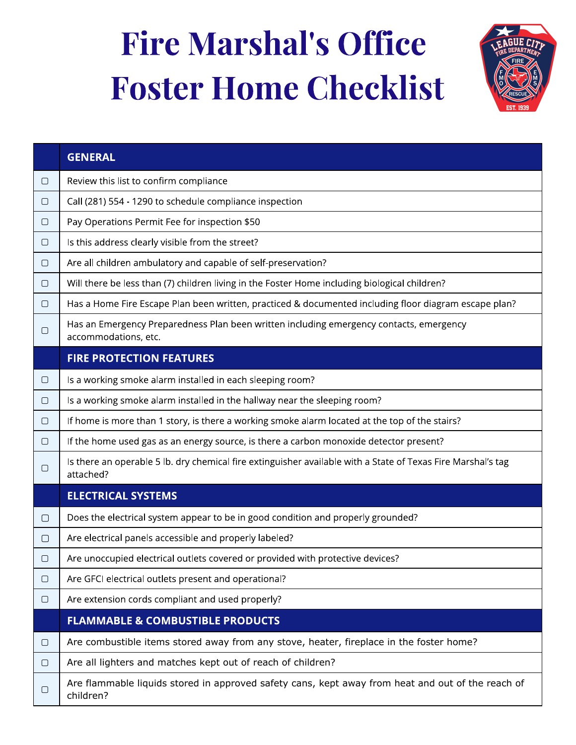# Fire Marshal's Office Foster Home Checklist

| | GENERAL |
|---|---|
| ☐ | Review this list to confirm compliance |
| ☐ | Call (281) 554 - 1290 to schedule compliance inspection |
| ☐ | Pay Operations Permit Fee for inspection $50 |
| ☐ | Is this address clearly visible from the street? |
| ☐ | Are all children ambulatory and capable of self-preservation? |
| ☐ | Will there be less than (7) children living in the Foster Home including biological children? |
| ☐ | Has a Home Fire Escape Plan been written, practiced & documented including floor diagram escape plan? |
| ☐ | Has an Emergency Preparedness Plan been written including emergency contacts, emergency accommodations, etc. |
| | **FIRE PROTECTION FEATURES** |
| ☐ | Is a working smoke alarm installed in each sleeping room? |
| ☐ | Is a working smoke alarm installed in the hallway near the sleeping room? |
| ☐ | If home is more than 1 story, is there a working smoke alarm located at the top of the stairs? |
| ☐ | If the home used gas as an energy source, is there a carbon monoxide detector present? |
| ☐ | Is there an operable 5 lb. dry chemical fire extinguisher available with a State of Texas Fire Marshal's tag attached? |
| | **ELECTRICAL SYSTEMS** |
| ☐ | Does the electrical system appear to be in good condition and properly grounded? |
| ☐ | Are electrical panels accessible and properly labeled? |
| ☐ | Are unoccupied electrical outlets covered or provided with protective devices? |
| ☐ | Are GFCI electrical outlets present and operational? |
| ☐ | Are extension cords compliant and used properly? |
| | **FLAMMABLE & COMBUSTIBLE PRODUCTS** |
| ☐ | Are combustible items stored away from any stove, heater, fireplace in the foster home? |
| ☐ | Are all lighters and matches kept out of reach of children? |
| ☐ | Are flammable liquids stored in approved safety cans, kept away from heat and out of the reach of children? |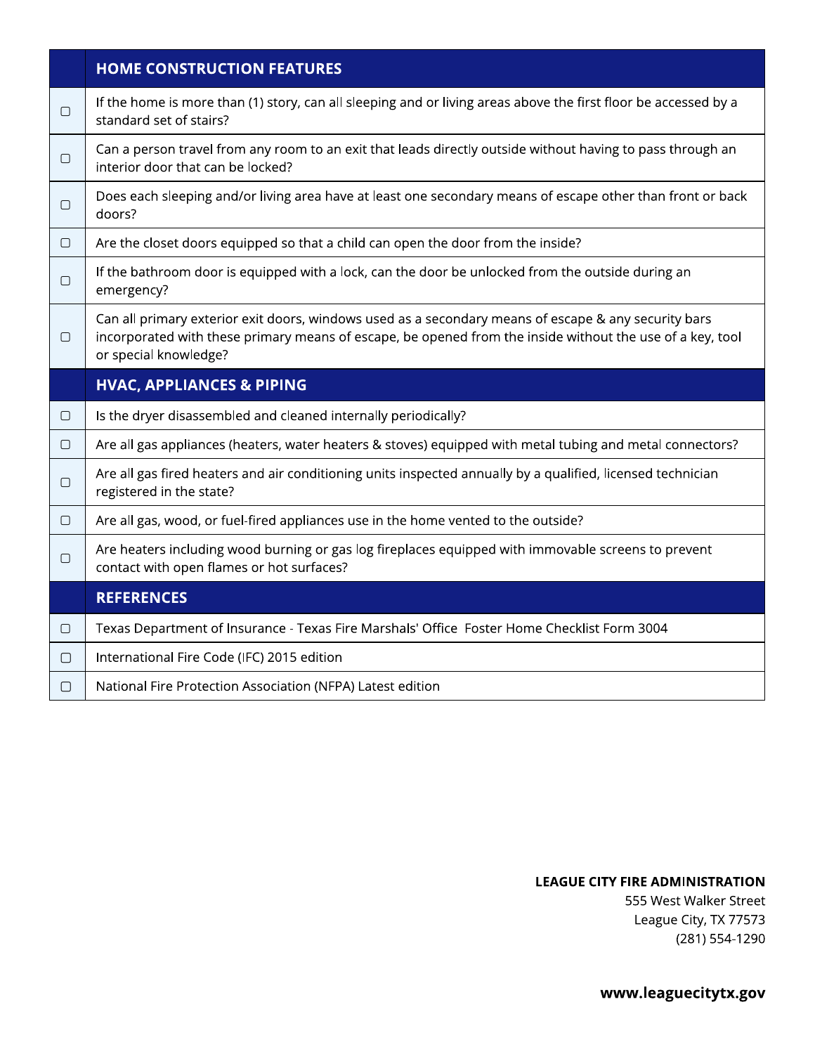| | HOME CONSTRUCTION FEATURES |
|---|---|
| ▢ | If the home is more than (1) story, can all sleeping and or living areas above the first floor be accessed by a standard set of stairs? |
| ▢ | Can a person travel from any room to an exit that leads directly outside without having to pass through an interior door that can be locked? |
| ▢ | Does each sleeping and/or living area have at least one secondary means of escape other than front or back doors? |
| ▢ | Are the closet doors equipped so that a child can open the door from the inside? |
| ▢ | If the bathroom door is equipped with a lock, can the door be unlocked from the outside during an emergency? |
| ▢ | Can all primary exterior exit doors, windows used as a secondary means of escape & any security bars incorporated with these primary means of escape, be opened from the inside without the use of a key, tool or special knowledge? |
| | **HVAC, APPLIANCES & PIPING** |
| ▢ | Is the dryer disassembled and cleaned internally periodically? |
| ▢ | Are all gas appliances (heaters, water heaters & stoves) equipped with metal tubing and metal connectors? |
| ▢ | Are all gas fired heaters and air conditioning units inspected annually by a qualified, licensed technician registered in the state? |
| ▢ | Are all gas, wood, or fuel-fired appliances use in the home vented to the outside? |
| ▢ | Are heaters including wood burning or gas log fireplaces equipped with immovable screens to prevent contact with open flames or hot surfaces? |
| | **REFERENCES** |
| ▢ | Texas Department of Insurance - Texas Fire Marshals' Office Foster Home Checklist Form 3004 |
| ▢ | International Fire Code (IFC) 2015 edition |
| ▢ | National Fire Protection Association (NFPA) Latest edition |

**LEAGUE CITY FIRE ADMINISTRATION**
555 West Walker Street
League City, TX 77573
(281) 554-1290

**www.leaguecitytx.gov**